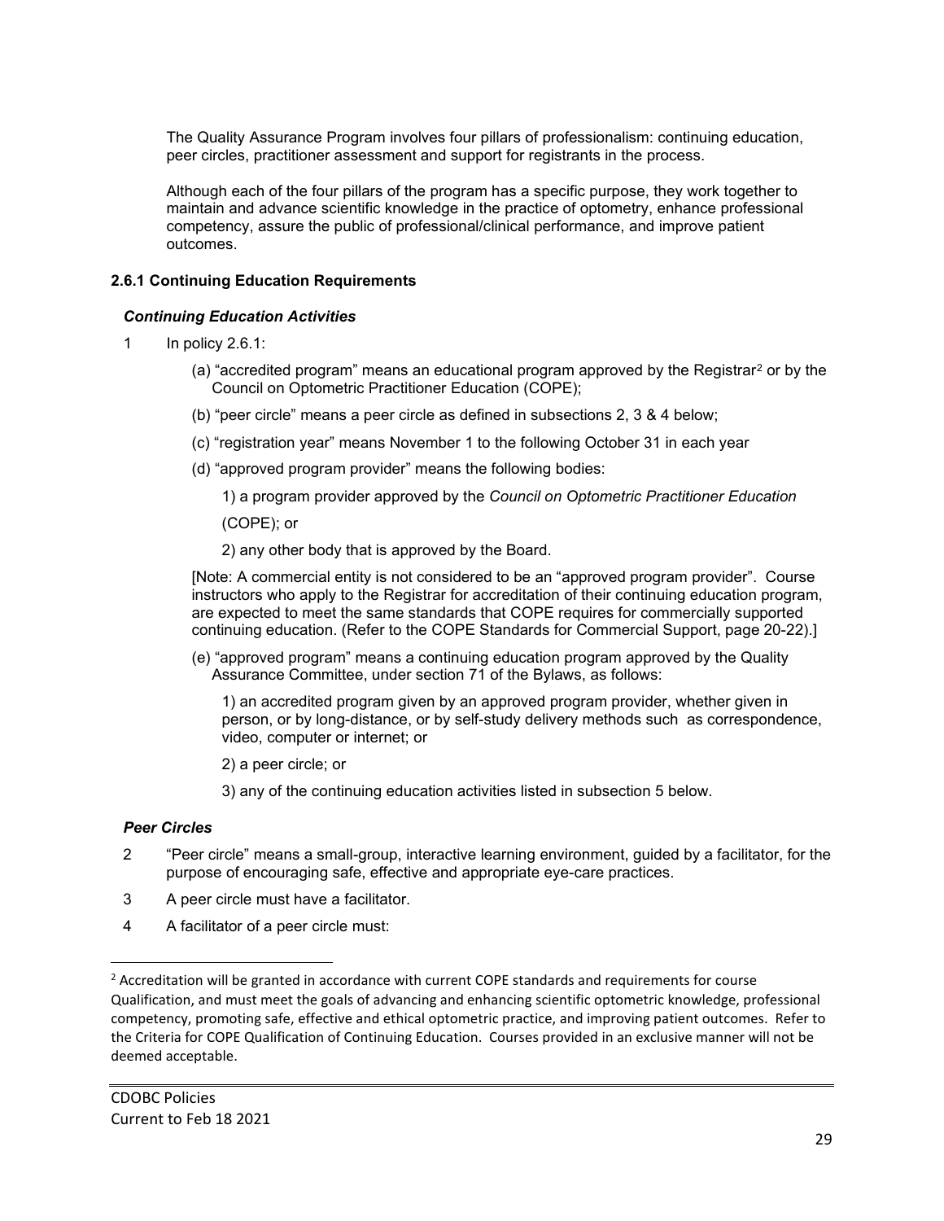The Quality Assurance Program involves four pillars of professionalism: continuing education, peer circles, practitioner assessment and support for registrants in the process.

Although each of the four pillars of the program has a specific purpose, they work together to maintain and advance scientific knowledge in the practice of optometry, enhance professional competency, assure the public of professional/clinical performance, and improve patient outcomes.

### 2.6.1 Continuing Education Requirements

#### *Continuing Education Activities*

1 In policy 2.6.1:

(a) "accredited program" means an educational program approved by the Registrar[2] or by the Council on Optometric Practitioner Education (COPE);

(b) "peer circle" means a peer circle as defined in subsections 2, 3 & 4 below;

(c) "registration year" means November 1 to the following October 31 in each year

(d) "approved program provider" means the following bodies:

1) a program provider approved by the *Council on Optometric Practitioner Education* (COPE); or

2) any other body that is approved by the Board.

[Note: A commercial entity is not considered to be an "approved program provider". Course instructors who apply to the Registrar for accreditation of their continuing education program, are expected to meet the same standards that COPE requires for commercially supported continuing education. (Refer to the COPE Standards for Commercial Support, page 20-22).]

(e) "approved program" means a continuing education program approved by the Quality Assurance Committee, under section 71 of the Bylaws, as follows:

1) an accredited program given by an approved program provider, whether given in person, or by long-distance, or by self-study delivery methods such as correspondence, video, computer or internet; or

2) a peer circle; or

3) any of the continuing education activities listed in subsection 5 below.

#### *Peer Circles*

2 "Peer circle" means a small-group, interactive learning environment, guided by a facilitator, for the purpose of encouraging safe, effective and appropriate eye-care practices.

3 A peer circle must have a facilitator.

4 A facilitator of a peer circle must:

---

[2] Accreditation will be granted in accordance with current COPE standards and requirements for course Qualification, and must meet the goals of advancing and enhancing scientific optometric knowledge, professional competency, promoting safe, effective and ethical optometric practice, and improving patient outcomes. Refer to the Criteria for COPE Qualification of Continuing Education. Courses provided in an exclusive manner will not be deemed acceptable.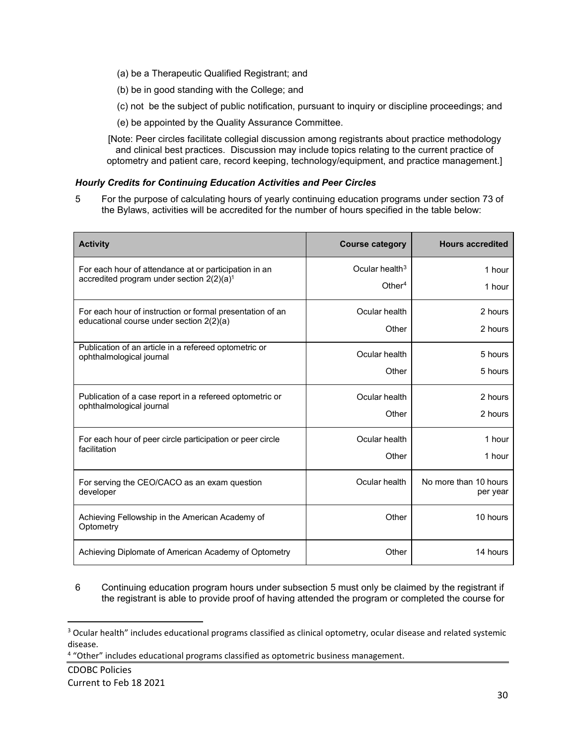(a) be a Therapeutic Qualified Registrant; and

(b) be in good standing with the College; and

(c) not be the subject of public notification, pursuant to inquiry or discipline proceedings; and

(e) be appointed by the Quality Assurance Committee.

[Note: Peer circles facilitate collegial discussion among registrants about practice methodology and clinical best practices. Discussion may include topics relating to the current practice of optometry and patient care, record keeping, technology/equipment, and practice management.]

### *Hourly Credits for Continuing Education Activities and Peer Circles*

5 For the purpose of calculating hours of yearly continuing education programs under section 73 of the Bylaws, activities will be accredited for the number of hours specified in the table below:

| Activity | Course category | Hours accredited |
|---|---|---|
| For each hour of attendance at or participation in an accredited program under section 2(2)(a)[1] | Ocular health[3]<br>Other[4] | 1 hour<br>1 hour |
| For each hour of instruction or formal presentation of an educational course under section 2(2)(a) | Ocular health<br>Other | 2 hours<br>2 hours |
| Publication of an article in a refereed optometric or ophthalmological journal | Ocular health<br>Other | 5 hours<br>5 hours |
| Publication of a case report in a refereed optometric or ophthalmological journal | Ocular health<br>Other | 2 hours<br>2 hours |
| For each hour of peer circle participation or peer circle facilitation | Ocular health<br>Other | 1 hour<br>1 hour |
| For serving the CEO/CACO as an exam question developer | Ocular health | No more than 10 hours per year |
| Achieving Fellowship in the American Academy of Optometry | Other | 10 hours |
| Achieving Diplomate of American Academy of Optometry | Other | 14 hours |

6 Continuing education program hours under subsection 5 must only be claimed by the registrant if the registrant is able to provide proof of having attended the program or completed the course for

---

[3] Ocular health" includes educational programs classified as clinical optometry, ocular disease and related systemic disease.

[4] "Other" includes educational programs classified as optometric business management.

CDOBC Policies
Current to Feb 18 2021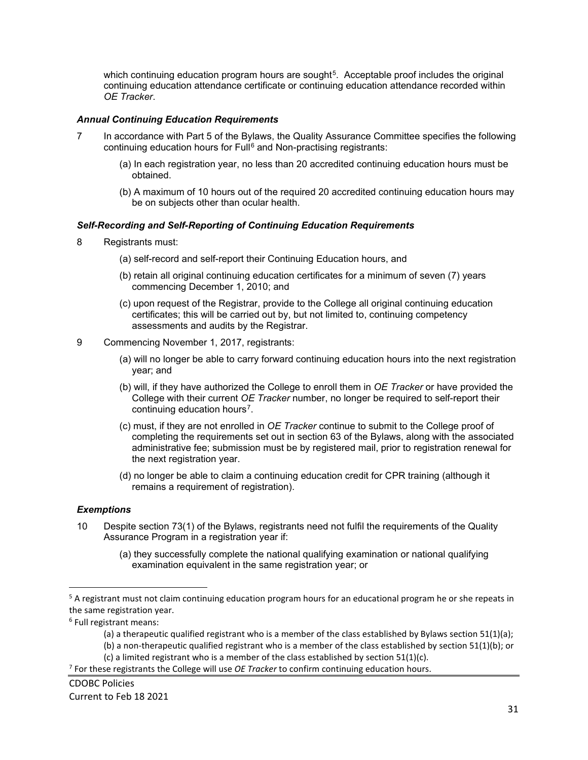which continuing education program hours are sought[5]. Acceptable proof includes the original continuing education attendance certificate or continuing education attendance recorded within *OE Tracker*.

### *Annual Continuing Education Requirements*

7 In accordance with Part 5 of the Bylaws, the Quality Assurance Committee specifies the following continuing education hours for Full[6] and Non-practising registrants:

(a) In each registration year, no less than 20 accredited continuing education hours must be obtained.

(b) A maximum of 10 hours out of the required 20 accredited continuing education hours may be on subjects other than ocular health.

### *Self-Recording and Self-Reporting of Continuing Education Requirements*

8 Registrants must:

(a) self-record and self-report their Continuing Education hours, and

(b) retain all original continuing education certificates for a minimum of seven (7) years commencing December 1, 2010; and

(c) upon request of the Registrar, provide to the College all original continuing education certificates; this will be carried out by, but not limited to, continuing competency assessments and audits by the Registrar.

9 Commencing November 1, 2017, registrants:

(a) will no longer be able to carry forward continuing education hours into the next registration year; and

(b) will, if they have authorized the College to enroll them in *OE Tracker* or have provided the College with their current *OE Tracker* number, no longer be required to self-report their continuing education hours[7].

(c) must, if they are not enrolled in *OE Tracker* continue to submit to the College proof of completing the requirements set out in section 63 of the Bylaws, along with the associated administrative fee; submission must be by registered mail, prior to registration renewal for the next registration year.

(d) no longer be able to claim a continuing education credit for CPR training (although it remains a requirement of registration).

### *Exemptions*

10 Despite section 73(1) of the Bylaws, registrants need not fulfil the requirements of the Quality Assurance Program in a registration year if:

(a) they successfully complete the national qualifying examination or national qualifying examination equivalent in the same registration year; or

---

[5] A registrant must not claim continuing education program hours for an educational program he or she repeats in the same registration year.

[6] Full registrant means:

(a) a therapeutic qualified registrant who is a member of the class established by Bylaws section 51(1)(a);
(b) a non-therapeutic qualified registrant who is a member of the class established by section 51(1)(b); or
(c) a limited registrant who is a member of the class established by section 51(1)(c).

[7] For these registrants the College will use *OE Tracker* to confirm continuing education hours.